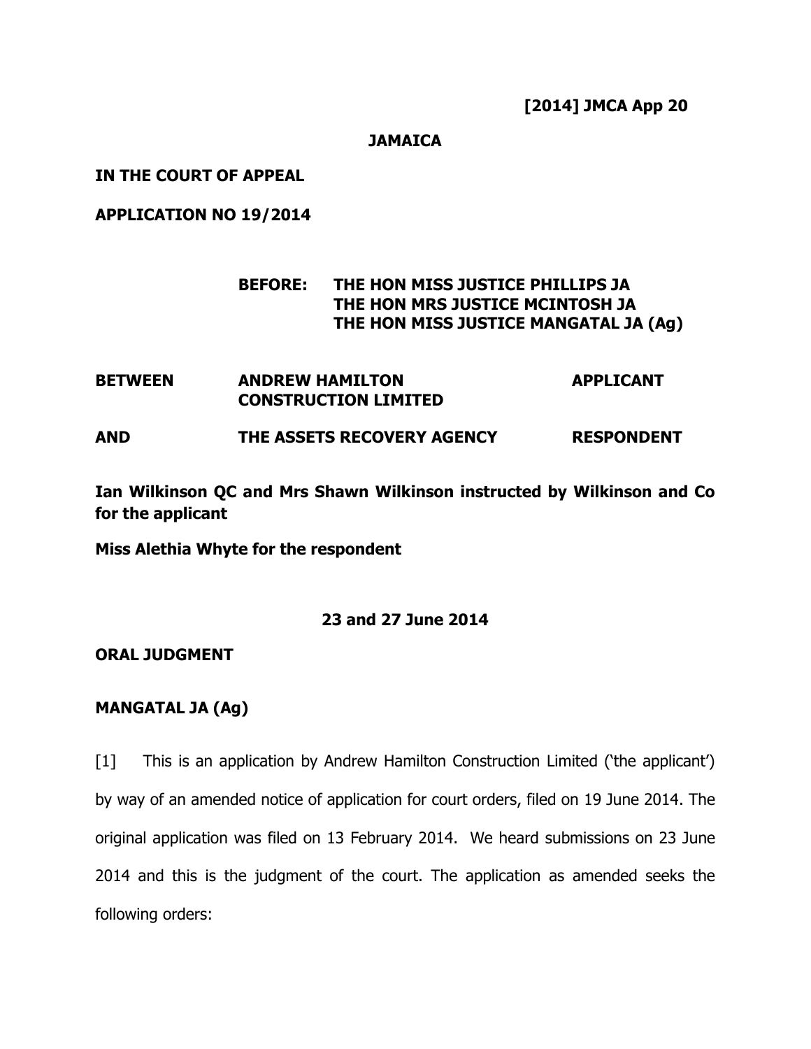**[2014] JMCA App 20**

**JAMAICA**

**IN THE COURT OF APPEAL**

**APPLICATION NO 19/2014**

**BEFORE: THE HON MISS JUSTICE PHILLIPS JA**
**THE HON MRS JUSTICE MCINTOSH JA**
**THE HON MISS JUSTICE MANGATAL JA (Ag)**

| | | |
|---|---|---|
| **BETWEEN** | **ANDREW HAMILTON CONSTRUCTION LIMITED** | **APPLICANT** |
| **AND** | **THE ASSETS RECOVERY AGENCY** | **RESPONDENT** |

**Ian Wilkinson QC and Mrs Shawn Wilkinson instructed by Wilkinson and Co for the applicant**

**Miss Alethia Whyte for the respondent**

**23 and 27 June 2014**

**ORAL JUDGMENT**

**MANGATAL JA (Ag)**

[1] This is an application by Andrew Hamilton Construction Limited ('the applicant') by way of an amended notice of application for court orders, filed on 19 June 2014. The original application was filed on 13 February 2014. We heard submissions on 23 June 2014 and this is the judgment of the court. The application as amended seeks the following orders: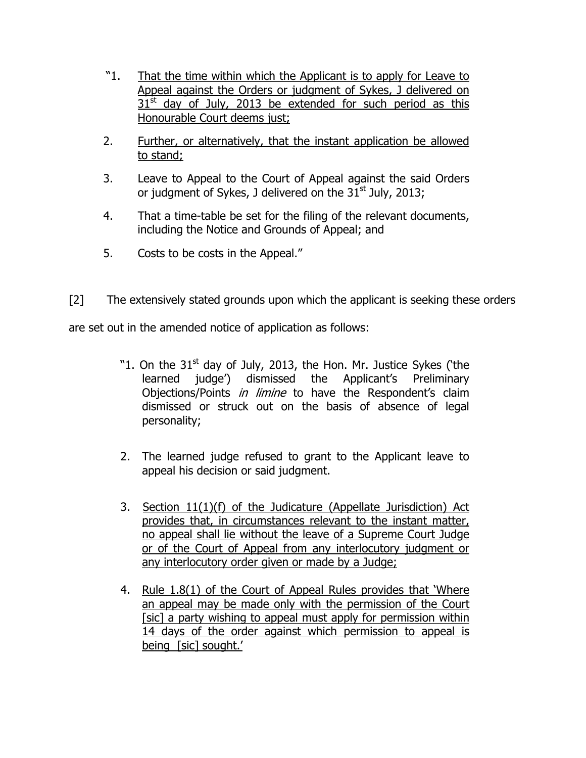"1. <u>That the time within which the Applicant is to apply for Leave to Appeal against the Orders or judgment of Sykes, J delivered on 31st day of July, 2013 be extended for such period as this Honourable Court deems just;</u>

2. <u>Further, or alternatively, that the instant application be allowed to stand;</u>

3. Leave to Appeal to the Court of Appeal against the said Orders or judgment of Sykes, J delivered on the 31st July, 2013;

4. That a time-table be set for the filing of the relevant documents, including the Notice and Grounds of Appeal; and

5. Costs to be costs in the Appeal."

[2] The extensively stated grounds upon which the applicant is seeking these orders are set out in the amended notice of application as follows:

"1. On the 31st day of July, 2013, the Hon. Mr. Justice Sykes ('the learned judge') dismissed the Applicant's Preliminary Objections/Points *in limine* to have the Respondent's claim dismissed or struck out on the basis of absence of legal personality;

2. The learned judge refused to grant to the Applicant leave to appeal his decision or said judgment.

3. <u>Section 11(1)(f) of the Judicature (Appellate Jurisdiction) Act provides that, in circumstances relevant to the instant matter, no appeal shall lie without the leave of a Supreme Court Judge or of the Court of Appeal from any interlocutory judgment or any interlocutory order given or made by a Judge;</u>

4. <u>Rule 1.8(1) of the Court of Appeal Rules provides that 'Where an appeal may be made only with the permission of the Court [sic] a party wishing to appeal must apply for permission within 14 days of the order against which permission to appeal is being [sic] sought.'</u>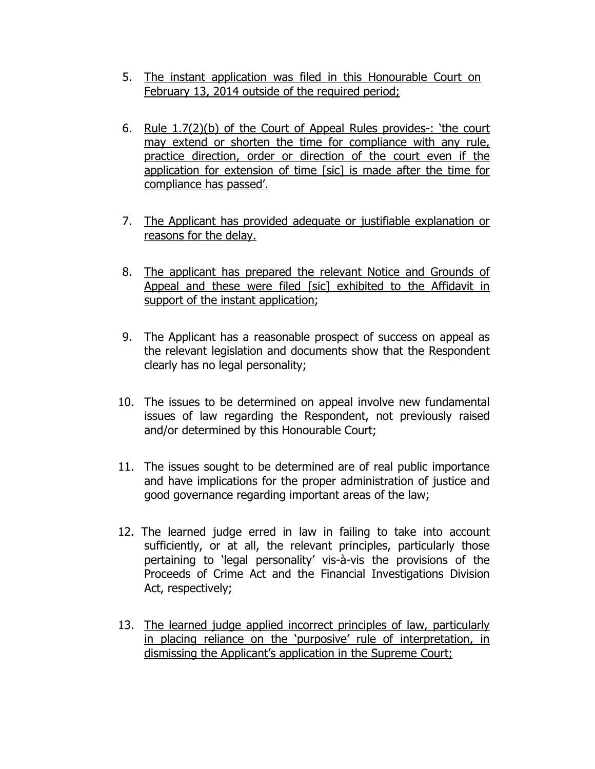5. The instant application was filed in this Honourable Court on February 13, 2014 outside of the required period;

6. Rule 1.7(2)(b) of the Court of Appeal Rules provides-: 'the court may extend or shorten the time for compliance with any rule, practice direction, order or direction of the court even if the application for extension of time [sic] is made after the time for compliance has passed'.

7. The Applicant has provided adequate or justifiable explanation or reasons for the delay.

8. The applicant has prepared the relevant Notice and Grounds of Appeal and these were filed [sic] exhibited to the Affidavit in support of the instant application;

9. The Applicant has a reasonable prospect of success on appeal as the relevant legislation and documents show that the Respondent clearly has no legal personality;

10. The issues to be determined on appeal involve new fundamental issues of law regarding the Respondent, not previously raised and/or determined by this Honourable Court;

11. The issues sought to be determined are of real public importance and have implications for the proper administration of justice and good governance regarding important areas of the law;

12. The learned judge erred in law in failing to take into account sufficiently, or at all, the relevant principles, particularly those pertaining to 'legal personality' vis-à-vis the provisions of the Proceeds of Crime Act and the Financial Investigations Division Act, respectively;

13. The learned judge applied incorrect principles of law, particularly in placing reliance on the 'purposive' rule of interpretation, in dismissing the Applicant's application in the Supreme Court;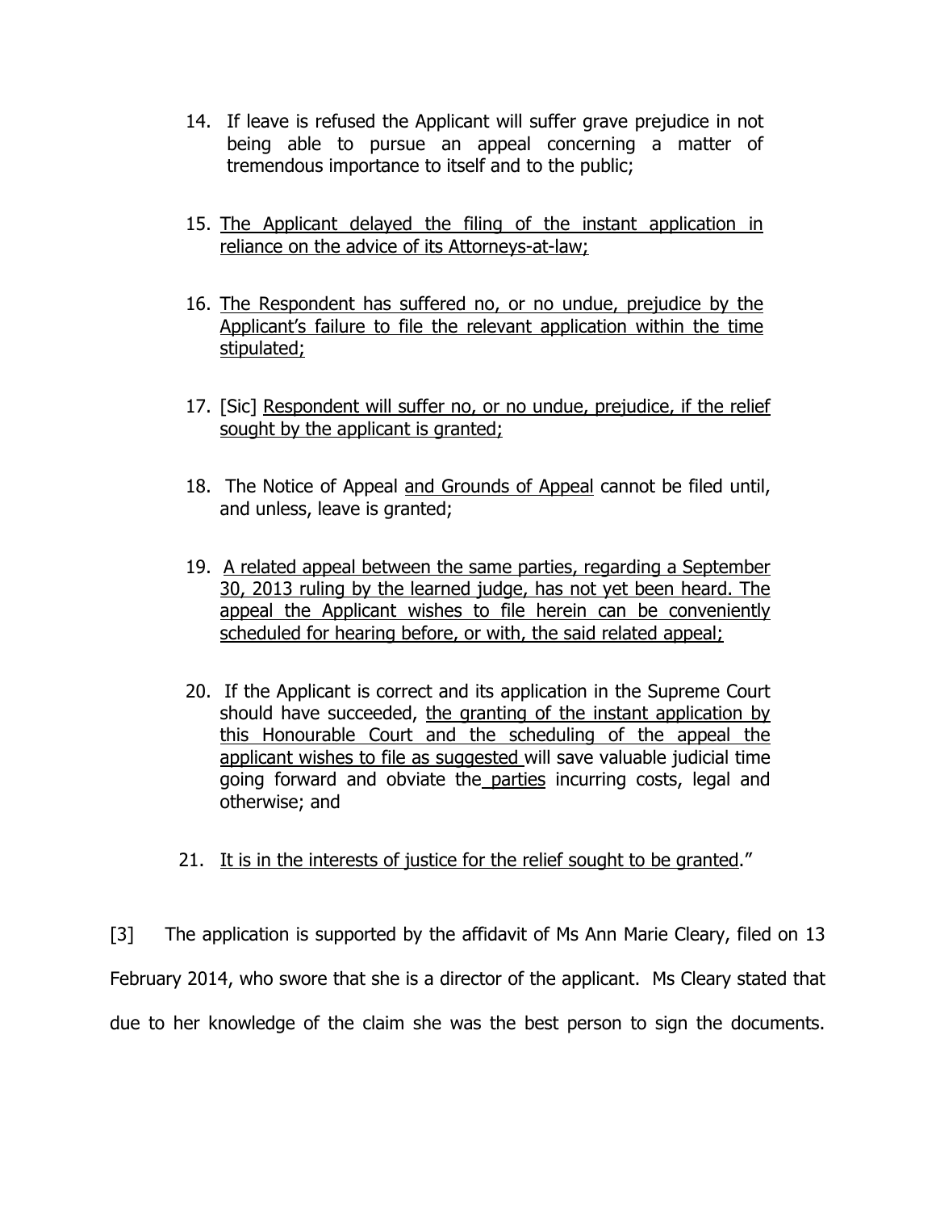14. If leave is refused the Applicant will suffer grave prejudice in not being able to pursue an appeal concerning a matter of tremendous importance to itself and to the public;

15. <u>The Applicant delayed the filing of the instant application in reliance on the advice of its Attorneys-at-law;</u>

16. <u>The Respondent has suffered no, or no undue, prejudice by the Applicant's failure to file the relevant application within the time stipulated;</u>

17. [Sic] <u>Respondent will suffer no, or no undue, prejudice, if the relief sought by the applicant is granted;</u>

18. The Notice of Appeal <u>and Grounds of Appeal</u> cannot be filed until, and unless, leave is granted;

19. <u>A related appeal between the same parties, regarding a September 30, 2013 ruling by the learned judge, has not yet been heard. The appeal the Applicant wishes to file herein can be conveniently scheduled for hearing before, or with, the said related appeal;</u>

20. If the Applicant is correct and its application in the Supreme Court should have succeeded, <u>the granting of the instant application by this Honourable Court and the scheduling of the appeal the applicant wishes to file as suggested</u> will save valuable judicial time going forward and obviate the <u>parties</u> incurring costs, legal and otherwise; and

21. <u>It is in the interests of justice for the relief sought to be granted</u>."

[3] The application is supported by the affidavit of Ms Ann Marie Cleary, filed on 13 February 2014, who swore that she is a director of the applicant. Ms Cleary stated that due to her knowledge of the claim she was the best person to sign the documents.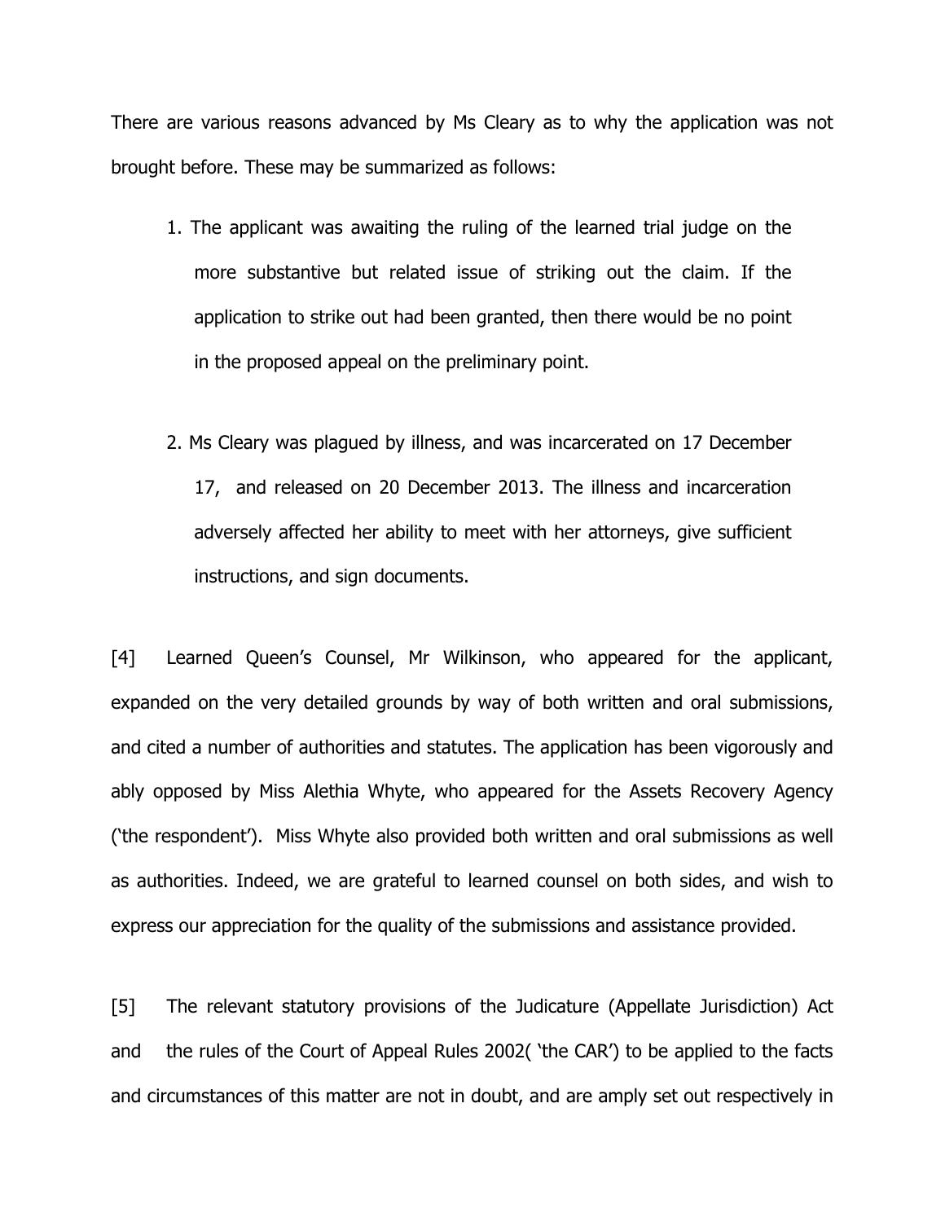There are various reasons advanced by Ms Cleary as to why the application was not brought before. These may be summarized as follows:

1. The applicant was awaiting the ruling of the learned trial judge on the more substantive but related issue of striking out the claim. If the application to strike out had been granted, then there would be no point in the proposed appeal on the preliminary point.

2. Ms Cleary was plagued by illness, and was incarcerated on 17 December 17, and released on 20 December 2013. The illness and incarceration adversely affected her ability to meet with her attorneys, give sufficient instructions, and sign documents.

[4] Learned Queen's Counsel, Mr Wilkinson, who appeared for the applicant, expanded on the very detailed grounds by way of both written and oral submissions, and cited a number of authorities and statutes. The application has been vigorously and ably opposed by Miss Alethia Whyte, who appeared for the Assets Recovery Agency ('the respondent'). Miss Whyte also provided both written and oral submissions as well as authorities. Indeed, we are grateful to learned counsel on both sides, and wish to express our appreciation for the quality of the submissions and assistance provided.

[5] The relevant statutory provisions of the Judicature (Appellate Jurisdiction) Act and the rules of the Court of Appeal Rules 2002( 'the CAR') to be applied to the facts and circumstances of this matter are not in doubt, and are amply set out respectively in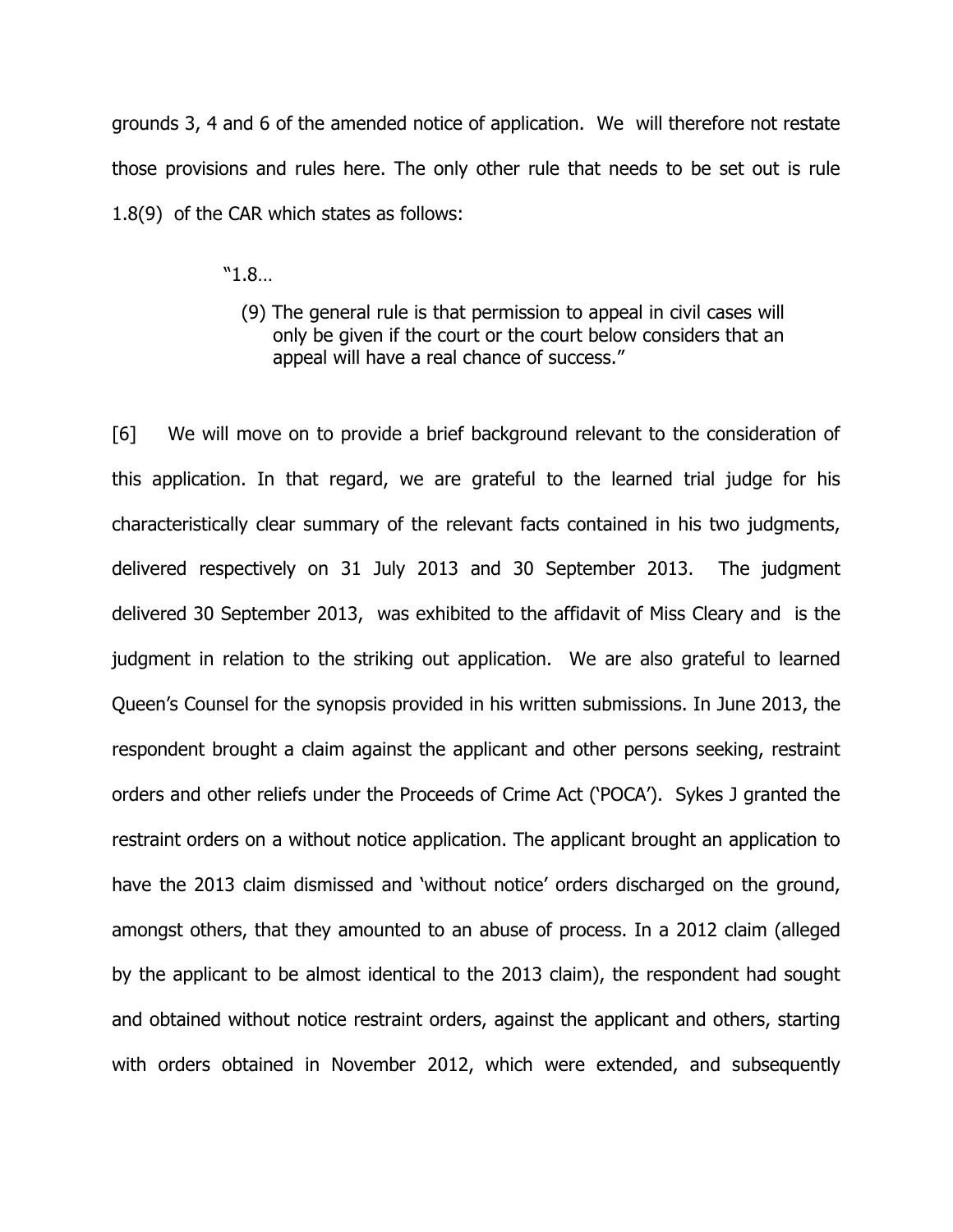grounds 3, 4 and 6 of the amended notice of application. We will therefore not restate those provisions and rules here. The only other rule that needs to be set out is rule 1.8(9) of the CAR which states as follows:

> "1.8…
>
> (9) The general rule is that permission to appeal in civil cases will only be given if the court or the court below considers that an appeal will have a real chance of success."

[6] We will move on to provide a brief background relevant to the consideration of this application. In that regard, we are grateful to the learned trial judge for his characteristically clear summary of the relevant facts contained in his two judgments, delivered respectively on 31 July 2013 and 30 September 2013. The judgment delivered 30 September 2013, was exhibited to the affidavit of Miss Cleary and is the judgment in relation to the striking out application. We are also grateful to learned Queen's Counsel for the synopsis provided in his written submissions. In June 2013, the respondent brought a claim against the applicant and other persons seeking, restraint orders and other reliefs under the Proceeds of Crime Act ('POCA'). Sykes J granted the restraint orders on a without notice application. The applicant brought an application to have the 2013 claim dismissed and 'without notice' orders discharged on the ground, amongst others, that they amounted to an abuse of process. In a 2012 claim (alleged by the applicant to be almost identical to the 2013 claim), the respondent had sought and obtained without notice restraint orders, against the applicant and others, starting with orders obtained in November 2012, which were extended, and subsequently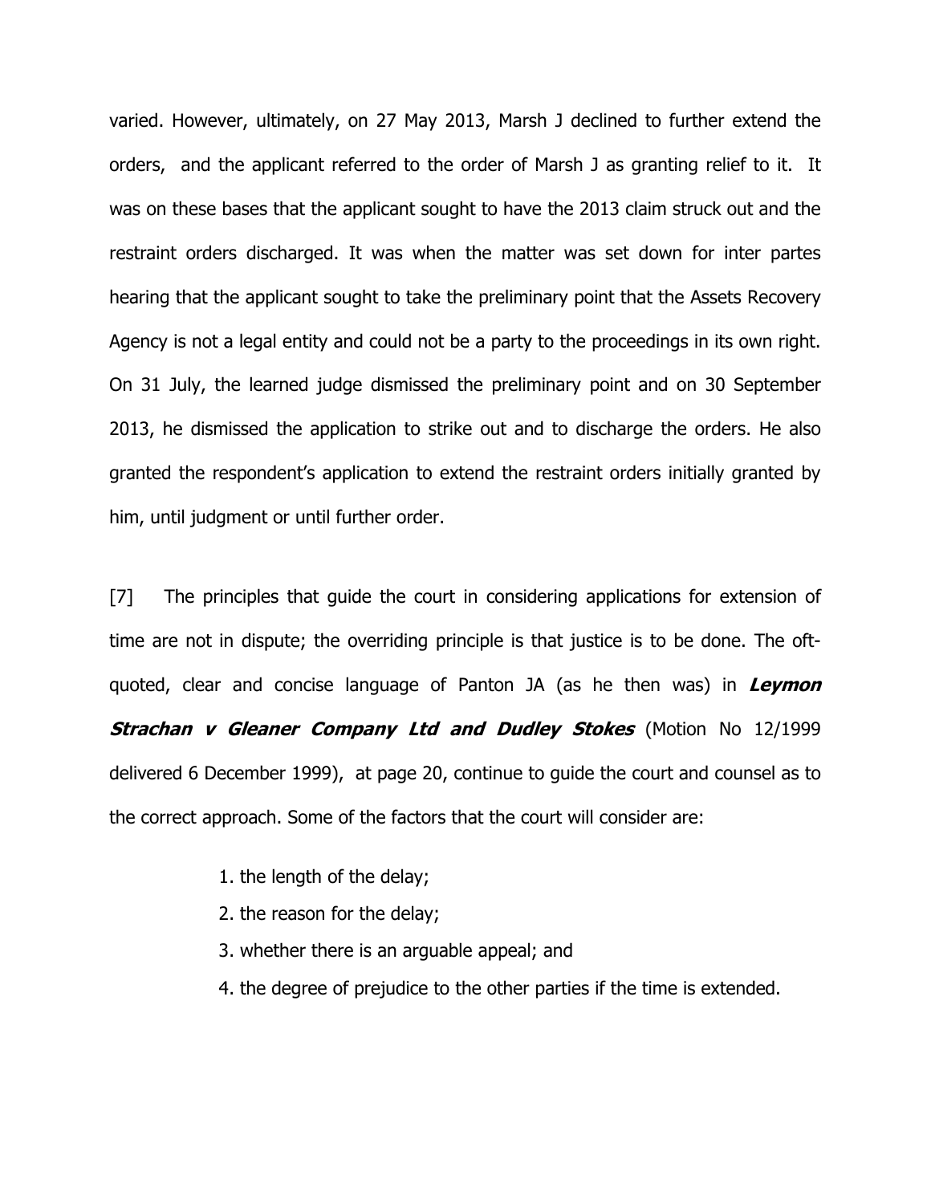varied. However, ultimately, on 27 May 2013, Marsh J declined to further extend the orders, and the applicant referred to the order of Marsh J as granting relief to it. It was on these bases that the applicant sought to have the 2013 claim struck out and the restraint orders discharged. It was when the matter was set down for inter partes hearing that the applicant sought to take the preliminary point that the Assets Recovery Agency is not a legal entity and could not be a party to the proceedings in its own right. On 31 July, the learned judge dismissed the preliminary point and on 30 September 2013, he dismissed the application to strike out and to discharge the orders. He also granted the respondent's application to extend the restraint orders initially granted by him, until judgment or until further order.

[7] The principles that guide the court in considering applications for extension of time are not in dispute; the overriding principle is that justice is to be done. The oft-quoted, clear and concise language of Panton JA (as he then was) in ***Leymon Strachan v Gleaner Company Ltd and Dudley Stokes*** (Motion No 12/1999 delivered 6 December 1999), at page 20, continue to guide the court and counsel as to the correct approach. Some of the factors that the court will consider are:

1. the length of the delay;
2. the reason for the delay;
3. whether there is an arguable appeal; and
4. the degree of prejudice to the other parties if the time is extended.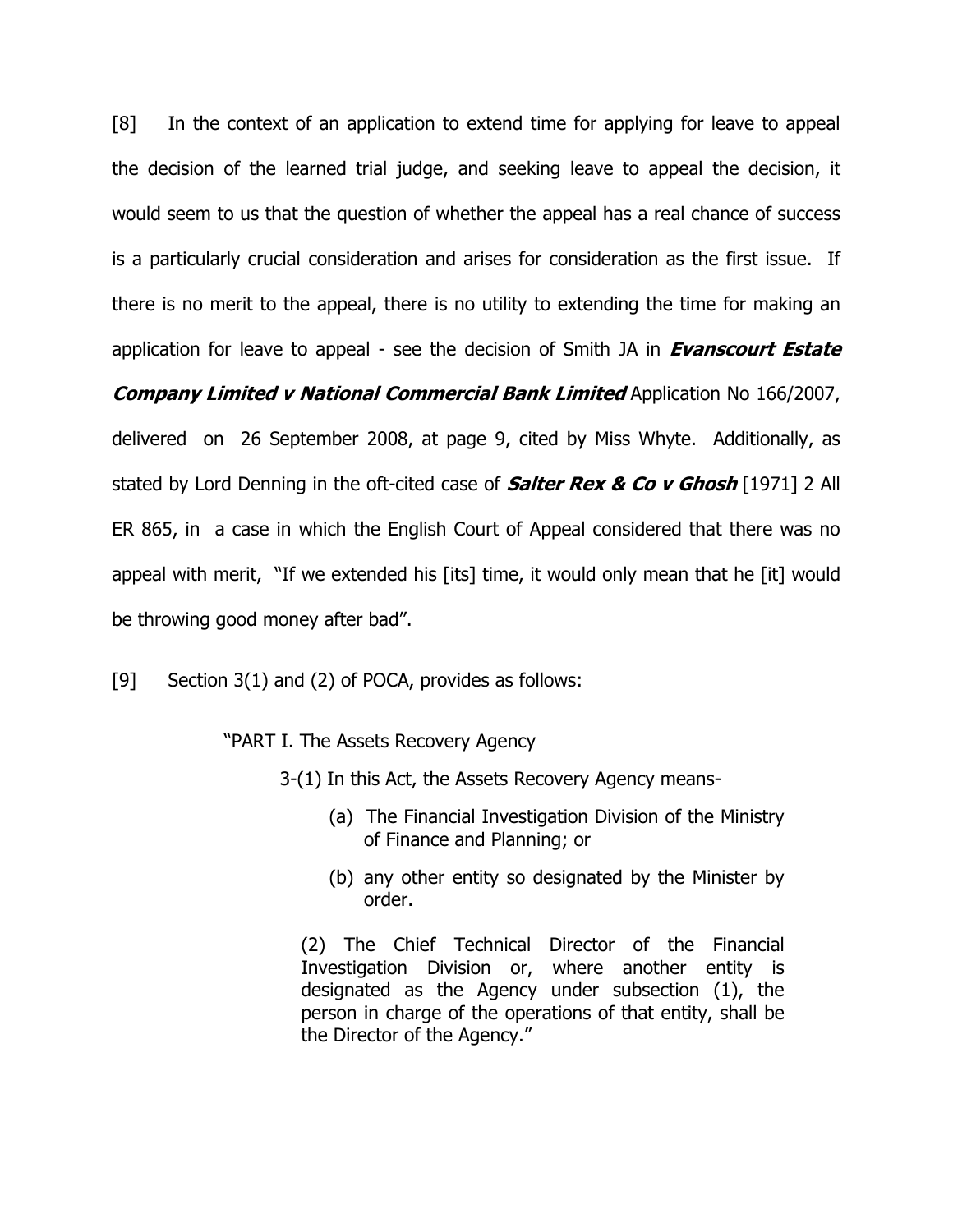[8] In the context of an application to extend time for applying for leave to appeal the decision of the learned trial judge, and seeking leave to appeal the decision, it would seem to us that the question of whether the appeal has a real chance of success is a particularly crucial consideration and arises for consideration as the first issue. If there is no merit to the appeal, there is no utility to extending the time for making an application for leave to appeal - see the decision of Smith JA in ***Evanscourt Estate Company Limited v National Commercial Bank Limited*** Application No 166/2007, delivered on 26 September 2008, at page 9, cited by Miss Whyte. Additionally, as stated by Lord Denning in the oft-cited case of ***Salter Rex & Co v Ghosh*** [1971] 2 All ER 865, in a case in which the English Court of Appeal considered that there was no appeal with merit, "If we extended his [its] time, it would only mean that he [it] would be throwing good money after bad".

[9] Section 3(1) and (2) of POCA, provides as follows:

> "PART I. The Assets Recovery Agency
>
> 3-(1) In this Act, the Assets Recovery Agency means-
>
> (a) The Financial Investigation Division of the Ministry of Finance and Planning; or
>
> (b) any other entity so designated by the Minister by order.
>
> (2) The Chief Technical Director of the Financial Investigation Division or, where another entity is designated as the Agency under subsection (1), the person in charge of the operations of that entity, shall be the Director of the Agency."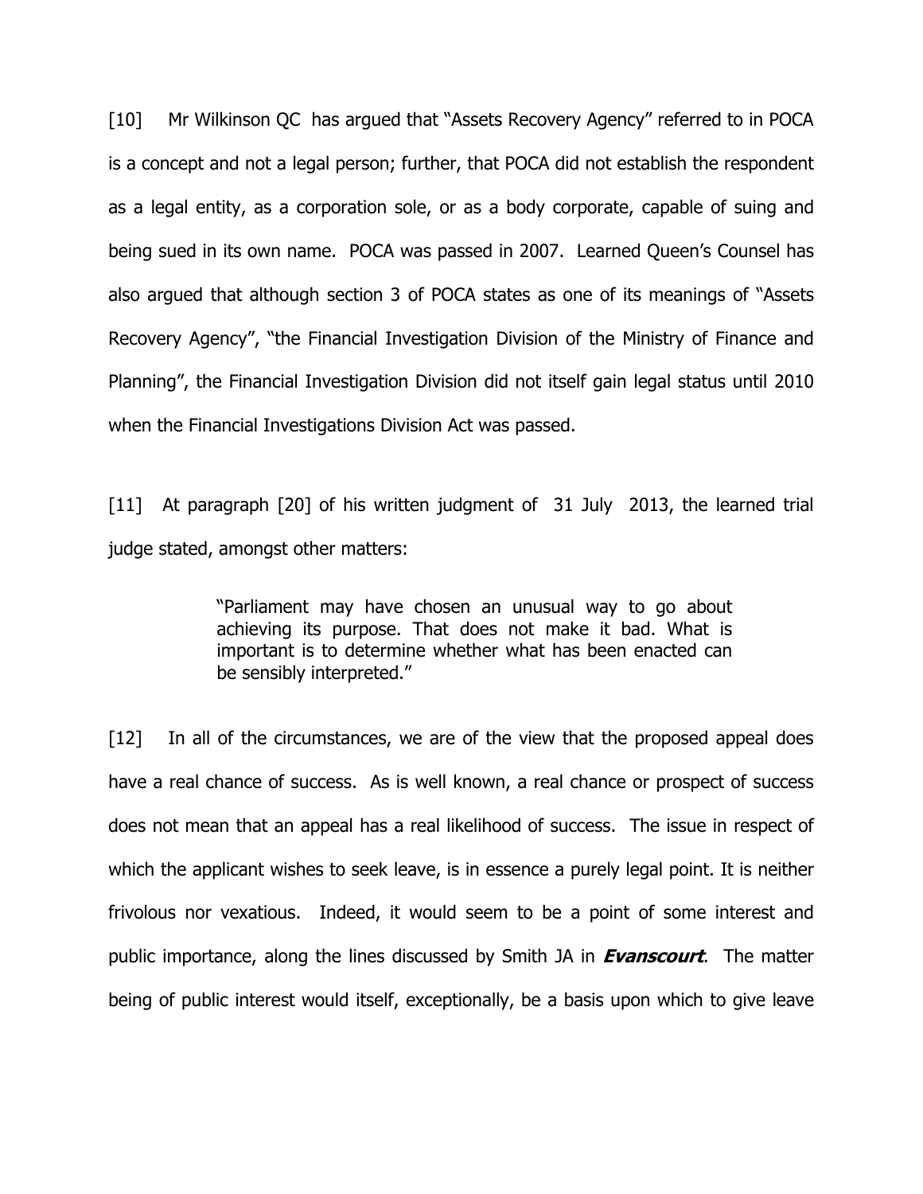[10] Mr Wilkinson QC has argued that "Assets Recovery Agency" referred to in POCA is a concept and not a legal person; further, that POCA did not establish the respondent as a legal entity, as a corporation sole, or as a body corporate, capable of suing and being sued in its own name. POCA was passed in 2007. Learned Queen's Counsel has also argued that although section 3 of POCA states as one of its meanings of "Assets Recovery Agency", "the Financial Investigation Division of the Ministry of Finance and Planning", the Financial Investigation Division did not itself gain legal status until 2010 when the Financial Investigations Division Act was passed.

[11] At paragraph [20] of his written judgment of 31 July 2013, the learned trial judge stated, amongst other matters:

> "Parliament may have chosen an unusual way to go about achieving its purpose. That does not make it bad. What is important is to determine whether what has been enacted can be sensibly interpreted."

[12] In all of the circumstances, we are of the view that the proposed appeal does have a real chance of success. As is well known, a real chance or prospect of success does not mean that an appeal has a real likelihood of success. The issue in respect of which the applicant wishes to seek leave, is in essence a purely legal point. It is neither frivolous nor vexatious. Indeed, it would seem to be a point of some interest and public importance, along the lines discussed by Smith JA in ***Evanscourt***. The matter being of public interest would itself, exceptionally, be a basis upon which to give leave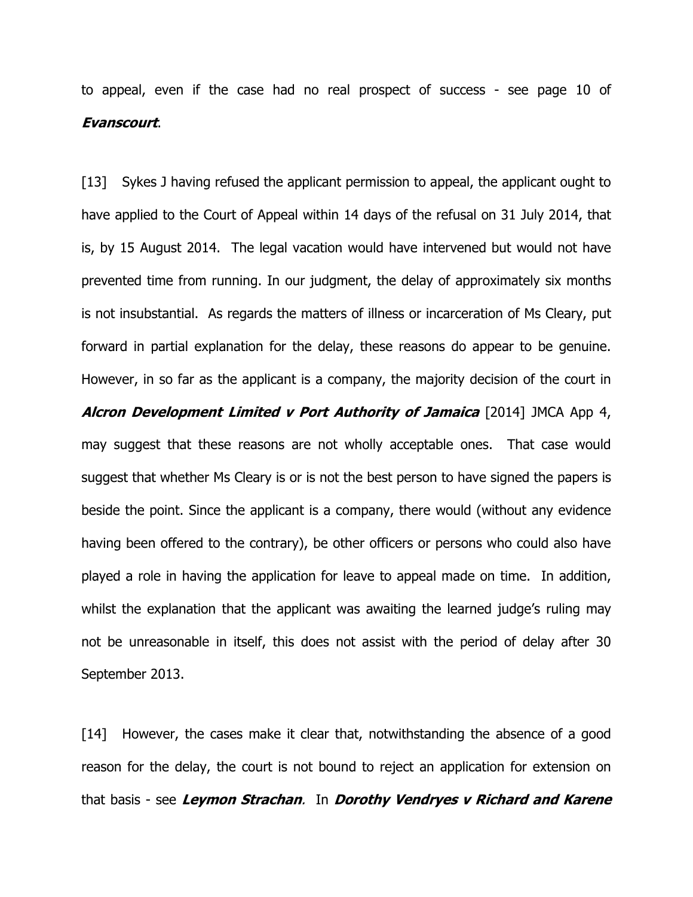to appeal, even if the case had no real prospect of success - see page 10 of ***Evanscourt***.

[13] Sykes J having refused the applicant permission to appeal, the applicant ought to have applied to the Court of Appeal within 14 days of the refusal on 31 July 2014, that is, by 15 August 2014. The legal vacation would have intervened but would not have prevented time from running. In our judgment, the delay of approximately six months is not insubstantial. As regards the matters of illness or incarceration of Ms Cleary, put forward in partial explanation for the delay, these reasons do appear to be genuine. However, in so far as the applicant is a company, the majority decision of the court in ***Alcron Development Limited v Port Authority of Jamaica*** [2014] JMCA App 4, may suggest that these reasons are not wholly acceptable ones. That case would suggest that whether Ms Cleary is or is not the best person to have signed the papers is beside the point. Since the applicant is a company, there would (without any evidence having been offered to the contrary), be other officers or persons who could also have played a role in having the application for leave to appeal made on time. In addition, whilst the explanation that the applicant was awaiting the learned judge's ruling may not be unreasonable in itself, this does not assist with the period of delay after 30 September 2013.

[14] However, the cases make it clear that, notwithstanding the absence of a good reason for the delay, the court is not bound to reject an application for extension on that basis - see ***Leymon Strachan***. In ***Dorothy Vendryes v Richard and Karene***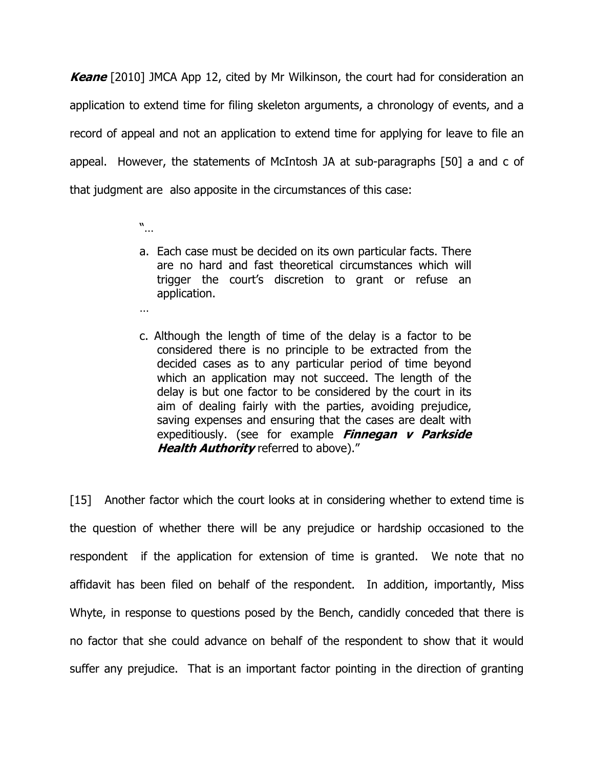***Keane*** [2010] JMCA App 12, cited by Mr Wilkinson, the court had for consideration an application to extend time for filing skeleton arguments, a chronology of events, and a record of appeal and not an application to extend time for applying for leave to file an appeal. However, the statements of McIntosh JA at sub-paragraphs [50] a and c of that judgment are also apposite in the circumstances of this case:

> "…
>
> a. Each case must be decided on its own particular facts. There are no hard and fast theoretical circumstances which will trigger the court's discretion to grant or refuse an application.
>
> …
>
> c. Although the length of time of the delay is a factor to be considered there is no principle to be extracted from the decided cases as to any particular period of time beyond which an application may not succeed. The length of the delay is but one factor to be considered by the court in its aim of dealing fairly with the parties, avoiding prejudice, saving expenses and ensuring that the cases are dealt with expeditiously. (see for example ***Finnegan v Parkside Health Authority*** referred to above)."

[15] Another factor which the court looks at in considering whether to extend time is the question of whether there will be any prejudice or hardship occasioned to the respondent if the application for extension of time is granted. We note that no affidavit has been filed on behalf of the respondent. In addition, importantly, Miss Whyte, in response to questions posed by the Bench, candidly conceded that there is no factor that she could advance on behalf of the respondent to show that it would suffer any prejudice. That is an important factor pointing in the direction of granting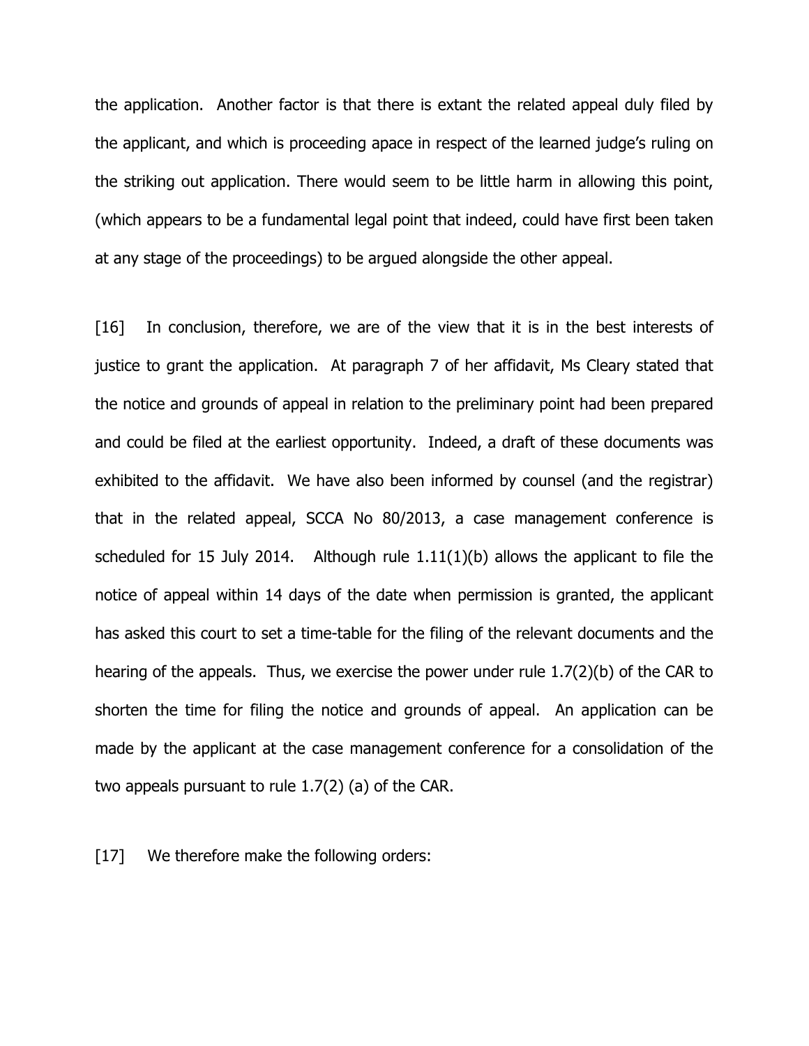the application. Another factor is that there is extant the related appeal duly filed by the applicant, and which is proceeding apace in respect of the learned judge's ruling on the striking out application. There would seem to be little harm in allowing this point, (which appears to be a fundamental legal point that indeed, could have first been taken at any stage of the proceedings) to be argued alongside the other appeal.

[16] In conclusion, therefore, we are of the view that it is in the best interests of justice to grant the application. At paragraph 7 of her affidavit, Ms Cleary stated that the notice and grounds of appeal in relation to the preliminary point had been prepared and could be filed at the earliest opportunity. Indeed, a draft of these documents was exhibited to the affidavit. We have also been informed by counsel (and the registrar) that in the related appeal, SCCA No 80/2013, a case management conference is scheduled for 15 July 2014. Although rule 1.11(1)(b) allows the applicant to file the notice of appeal within 14 days of the date when permission is granted, the applicant has asked this court to set a time-table for the filing of the relevant documents and the hearing of the appeals. Thus, we exercise the power under rule 1.7(2)(b) of the CAR to shorten the time for filing the notice and grounds of appeal. An application can be made by the applicant at the case management conference for a consolidation of the two appeals pursuant to rule 1.7(2) (a) of the CAR.

[17] We therefore make the following orders: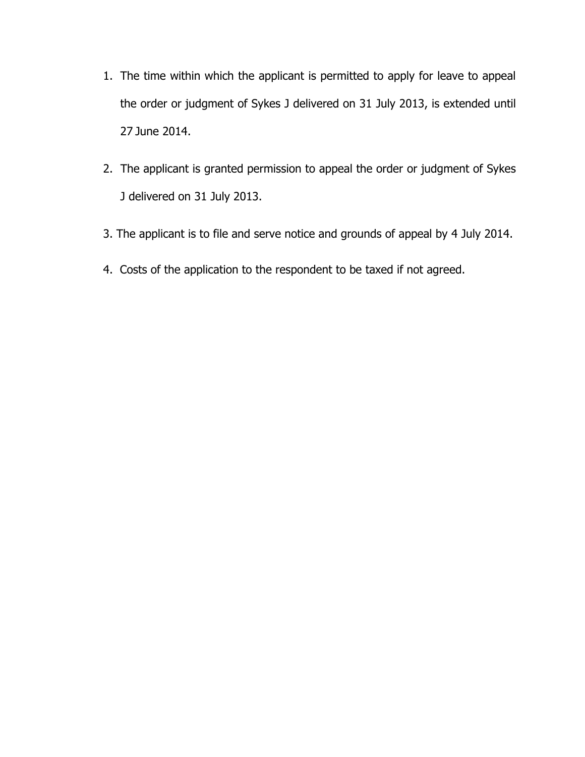1. The time within which the applicant is permitted to apply for leave to appeal the order or judgment of Sykes J delivered on 31 July 2013, is extended until 27 June 2014.

2. The applicant is granted permission to appeal the order or judgment of Sykes J delivered on 31 July 2013.

3. The applicant is to file and serve notice and grounds of appeal by 4 July 2014.

4. Costs of the application to the respondent to be taxed if not agreed.